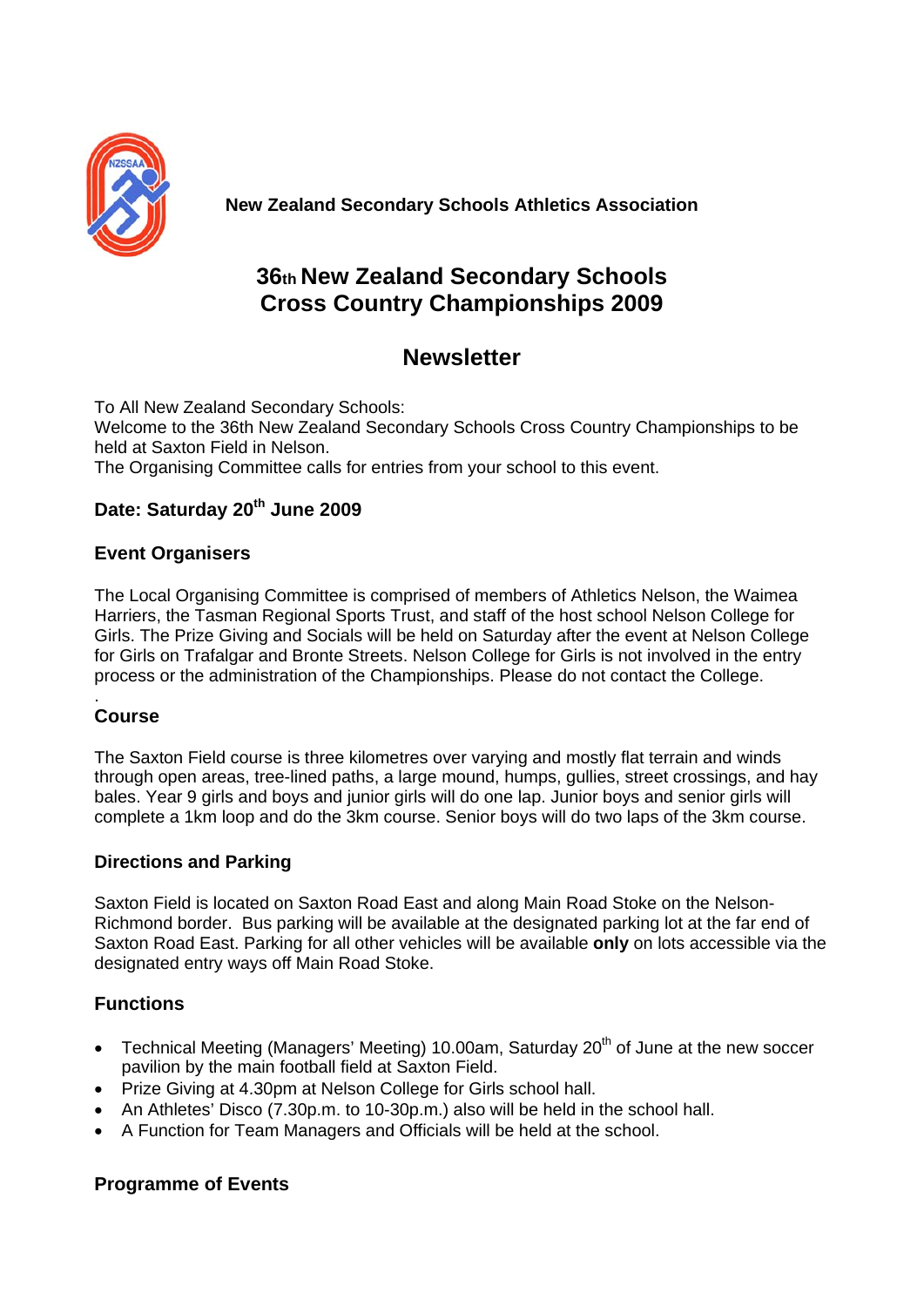**New Zealand Secondary Schools Athletics Association**

# 36th New Zealand Secondary Schools Cross Country Championships 2009

## Newsletter

To All New Zealand Secondary Schools:
Welcome to the 36th New Zealand Secondary Schools Cross Country Championships to be held at Saxton Field in Nelson.
The Organising Committee calls for entries from your school to this event.

### Date: Saturday 20th June 2009

### Event Organisers

The Local Organising Committee is comprised of members of Athletics Nelson, the Waimea Harriers, the Tasman Regional Sports Trust, and staff of the host school Nelson College for Girls. The Prize Giving and Socials will be held on Saturday after the event at Nelson College for Girls on Trafalgar and Bronte Streets. Nelson College for Girls is not involved in the entry process or the administration of the Championships. Please do not contact the College.

.

### Course

The Saxton Field course is three kilometres over varying and mostly flat terrain and winds through open areas, tree-lined paths, a large mound, humps, gullies, street crossings, and hay bales. Year 9 girls and boys and junior girls will do one lap. Junior boys and senior girls will complete a 1km loop and do the 3km course. Senior boys will do two laps of the 3km course.

### Directions and Parking

Saxton Field is located on Saxton Road East and along Main Road Stoke on the Nelson-Richmond border. Bus parking will be available at the designated parking lot at the far end of Saxton Road East. Parking for all other vehicles will be available **only** on lots accessible via the designated entry ways off Main Road Stoke.

### Functions

- Technical Meeting (Managers' Meeting) 10.00am, Saturday 20th of June at the new soccer pavilion by the main football field at Saxton Field.
- Prize Giving at 4.30pm at Nelson College for Girls school hall.
- An Athletes' Disco (7.30p.m. to 10-30p.m.) also will be held in the school hall.
- A Function for Team Managers and Officials will be held at the school.

### Programme of Events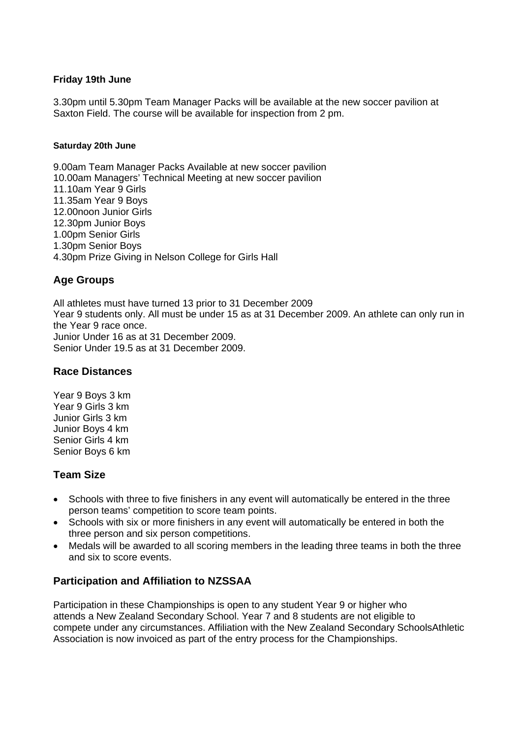**Friday 19th June**

3.30pm until 5.30pm Team Manager Packs will be available at the new soccer pavilion at Saxton Field. The course will be available for inspection from 2 pm.

**Saturday 20th June**

9.00am Team Manager Packs Available at new soccer pavilion
10.00am Managers' Technical Meeting at new soccer pavilion
11.10am Year 9 Girls
11.35am Year 9 Boys
12.00noon Junior Girls
12.30pm Junior Boys
1.00pm Senior Girls
1.30pm Senior Boys
4.30pm Prize Giving in Nelson College for Girls Hall

## Age Groups

All athletes must have turned 13 prior to 31 December 2009
Year 9 students only. All must be under 15 as at 31 December 2009. An athlete can only run in the Year 9 race once.
Junior Under 16 as at 31 December 2009.
Senior Under 19.5 as at 31 December 2009.

## Race Distances

Year 9 Boys 3 km
Year 9 Girls 3 km
Junior Girls 3 km
Junior Boys 4 km
Senior Girls 4 km
Senior Boys 6 km

## Team Size

- Schools with three to five finishers in any event will automatically be entered in the three person teams' competition to score team points.
- Schools with six or more finishers in any event will automatically be entered in both the three person and six person competitions.
- Medals will be awarded to all scoring members in the leading three teams in both the three and six to score events.

## Participation and Affiliation to NZSSAA

Participation in these Championships is open to any student Year 9 or higher who attends a New Zealand Secondary School. Year 7 and 8 students are not eligible to compete under any circumstances. Affiliation with the New Zealand Secondary SchoolsAthletic Association is now invoiced as part of the entry process for the Championships.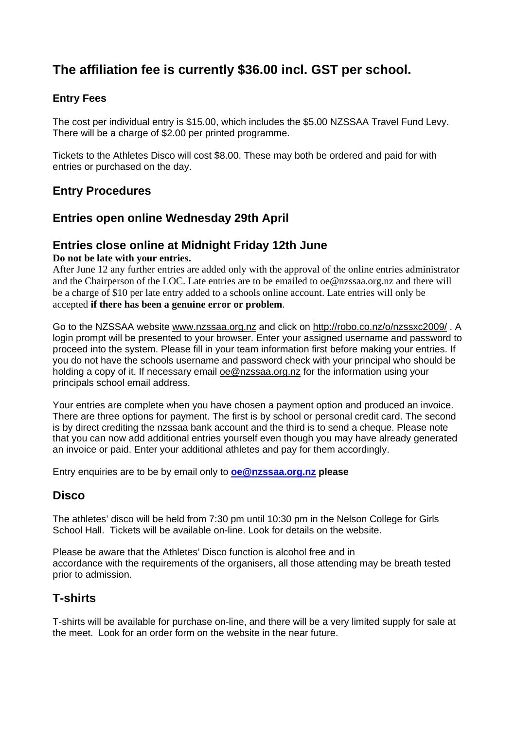## The affiliation fee is currently $36.00 incl. GST per school.

### Entry Fees

The cost per individual entry is $15.00, which includes the $5.00 NZSSAA Travel Fund Levy. There will be a charge of $2.00 per printed programme.

Tickets to the Athletes Disco will cost $8.00. These may both be ordered and paid for with entries or purchased on the day.

## Entry Procedures

## Entries open online Wednesday 29th April

## Entries close online at Midnight Friday 12th June

**Do not be late with your entries.**

After June 12 any further entries are added only with the approval of the online entries administrator and the Chairperson of the LOC. Late entries are to be emailed to oe@nzssaa.org.nz and there will be a charge of $10 per late entry added to a schools online account. Late entries will only be accepted **if there has been a genuine error or problem**.

Go to the NZSSAA website www.nzssaa.org.nz and click on http://robo.co.nz/o/nzssxc2009/ . A login prompt will be presented to your browser. Enter your assigned username and password to proceed into the system. Please fill in your team information first before making your entries. If you do not have the schools username and password check with your principal who should be holding a copy of it. If necessary email oe@nzssaa.org.nz for the information using your principals school email address.

Your entries are complete when you have chosen a payment option and produced an invoice. There are three options for payment. The first is by school or personal credit card. The second is by direct crediting the nzssaa bank account and the third is to send a cheque. Please note that you can now add additional entries yourself even though you may have already generated an invoice or paid. Enter your additional athletes and pay for them accordingly.

Entry enquiries are to be by email only to **oe@nzssaa.org.nz please**

## Disco

The athletes' disco will be held from 7:30 pm until 10:30 pm in the Nelson College for Girls School Hall. Tickets will be available on-line. Look for details on the website.

Please be aware that the Athletes' Disco function is alcohol free and in accordance with the requirements of the organisers, all those attending may be breath tested prior to admission.

## T-shirts

T-shirts will be available for purchase on-line, and there will be a very limited supply for sale at the meet. Look for an order form on the website in the near future.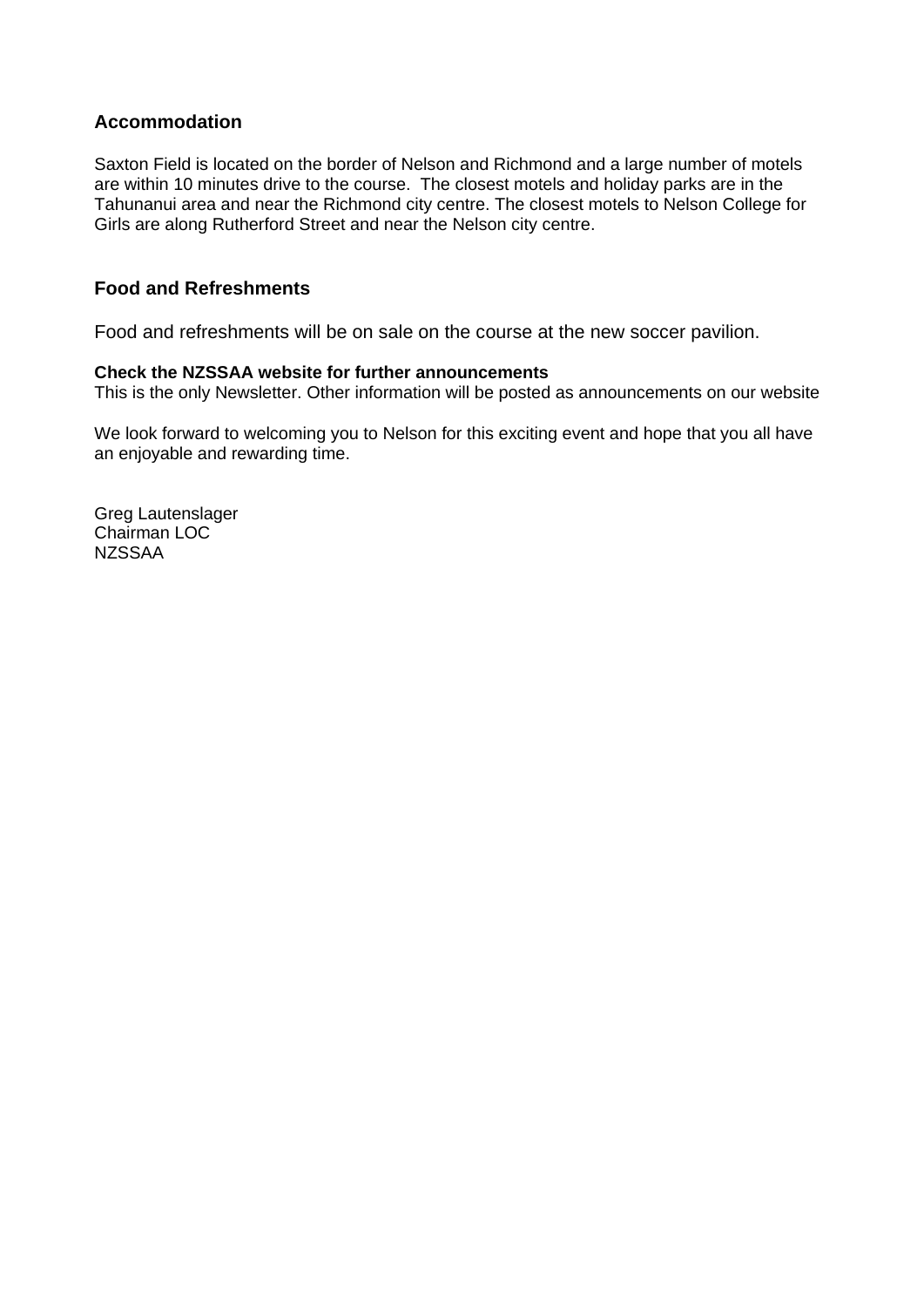## Accommodation

Saxton Field is located on the border of Nelson and Richmond and a large number of motels are within 10 minutes drive to the course. The closest motels and holiday parks are in the Tahunanui area and near the Richmond city centre. The closest motels to Nelson College for Girls are along Rutherford Street and near the Nelson city centre.

## Food and Refreshments

Food and refreshments will be on sale on the course at the new soccer pavilion.

**Check the NZSSAA website for further announcements**
This is the only Newsletter. Other information will be posted as announcements on our website

We look forward to welcoming you to Nelson for this exciting event and hope that you all have an enjoyable and rewarding time.

Greg Lautenslager
Chairman LOC
NZSSAA